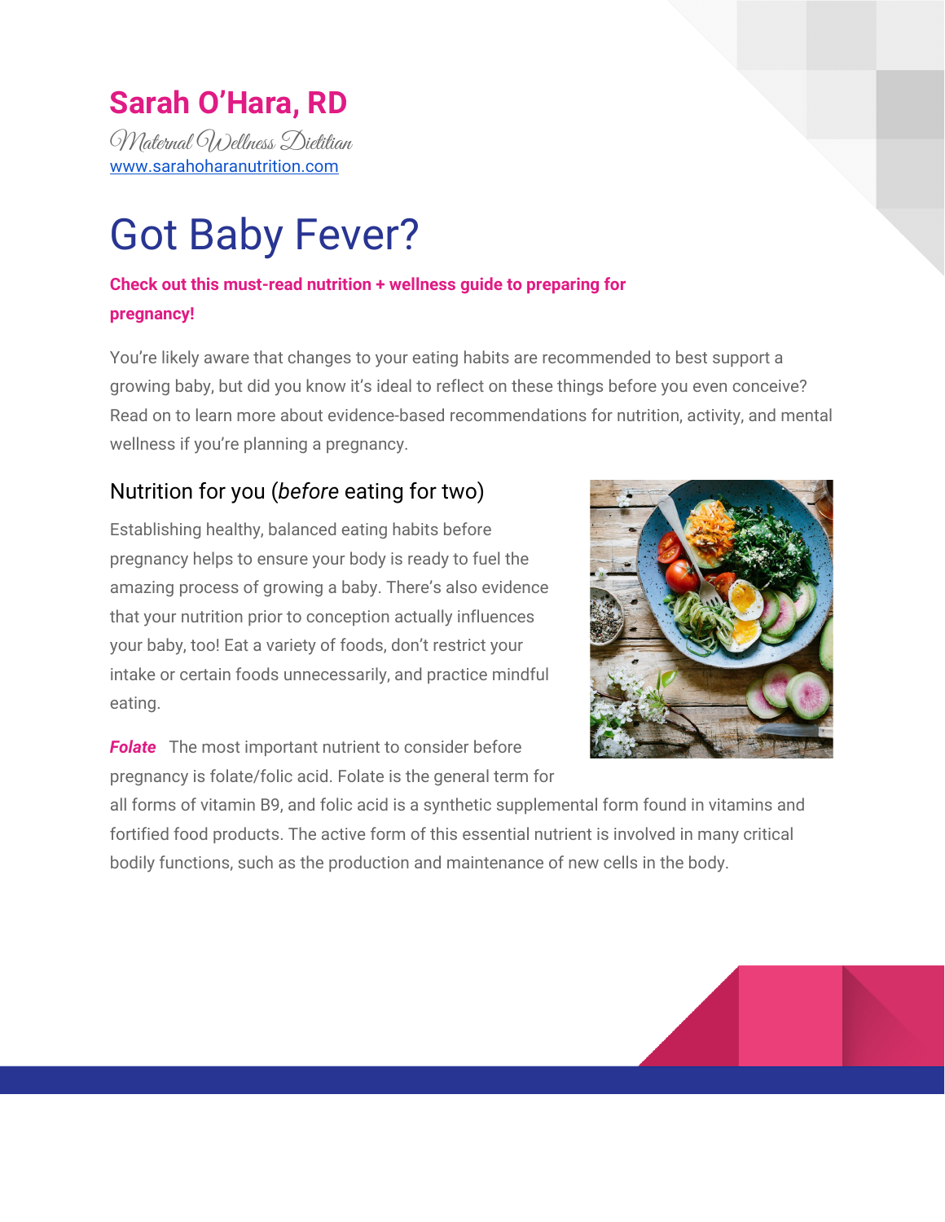**Sarah O'Hara, RD**

*Maternal Wellness Dietitian*

[www.sarahoharanutrition.com](http://www.sarahoharanutrition.com)

# Got Baby Fever?

**Check out this must-read nutrition + wellness guide to preparing for pregnancy!**

You're likely aware that changes to your eating habits are recommended to best support a growing baby, but did you know it's ideal to reflect on these things before you even conceive? Read on to learn more about evidence-based recommendations for nutrition, activity, and mental wellness if you're planning a pregnancy.

## Nutrition for you (*before* eating for two)

Establishing healthy, balanced eating habits before pregnancy helps to ensure your body is ready to fuel the amazing process of growing a baby. There's also evidence that your nutrition prior to conception actually influences your baby, too! Eat a variety of foods, don't restrict your intake or certain foods unnecessarily, and practice mindful eating.

***Folate*** The most important nutrient to consider before pregnancy is folate/folic acid. Folate is the general term for all forms of vitamin B9, and folic acid is a synthetic supplemental form found in vitamins and fortified food products. The active form of this essential nutrient is involved in many critical bodily functions, such as the production and maintenance of new cells in the body.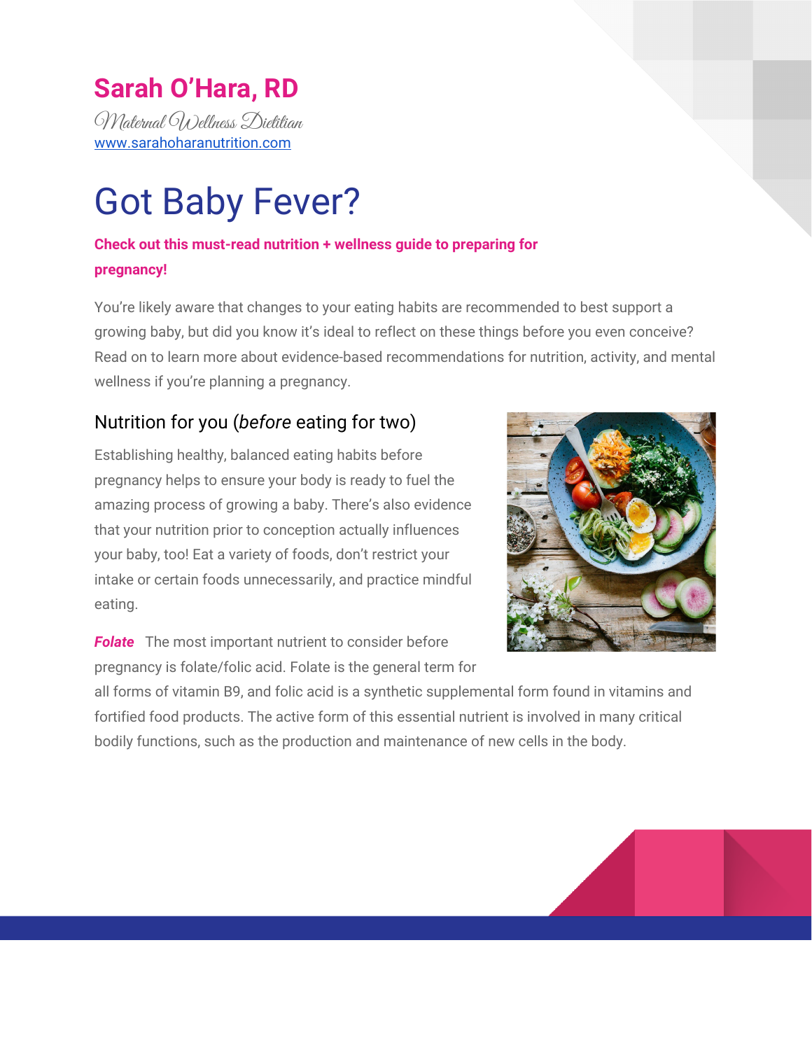**Sarah O'Hara, RD**

*Maternal Wellness Dietitian*

www.sarahoharanutrition.com

# Got Baby Fever?

**Check out this must-read nutrition + wellness guide to preparing for pregnancy!**

You're likely aware that changes to your eating habits are recommended to best support a growing baby, but did you know it's ideal to reflect on these things before you even conceive? Read on to learn more about evidence-based recommendations for nutrition, activity, and mental wellness if you're planning a pregnancy.

## Nutrition for you (*before* eating for two)

Establishing healthy, balanced eating habits before pregnancy helps to ensure your body is ready to fuel the amazing process of growing a baby. There's also evidence that your nutrition prior to conception actually influences your baby, too! Eat a variety of foods, don't restrict your intake or certain foods unnecessarily, and practice mindful eating.

***Folate*** The most important nutrient to consider before pregnancy is folate/folic acid. Folate is the general term for all forms of vitamin B9, and folic acid is a synthetic supplemental form found in vitamins and fortified food products. The active form of this essential nutrient is involved in many critical bodily functions, such as the production and maintenance of new cells in the body.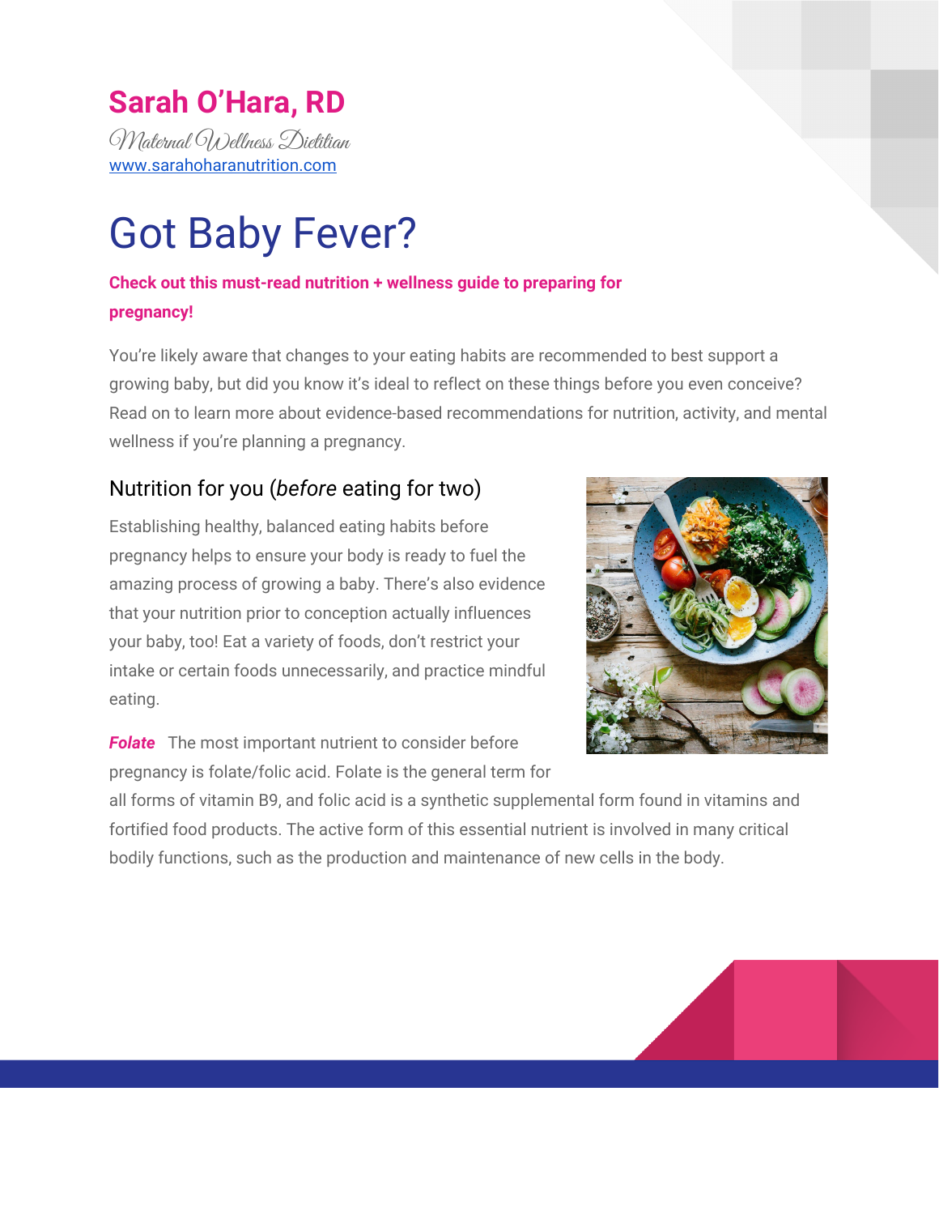**Sarah O'Hara, RD**

*Maternal Wellness Dietitian*

[www.sarahoharanutrition.com](www.sarahoharanutrition.com)

# Got Baby Fever?

**Check out this must-read nutrition + wellness guide to preparing for pregnancy!**

You're likely aware that changes to your eating habits are recommended to best support a growing baby, but did you know it's ideal to reflect on these things before you even conceive? Read on to learn more about evidence-based recommendations for nutrition, activity, and mental wellness if you're planning a pregnancy.

## Nutrition for you (*before* eating for two)

Establishing healthy, balanced eating habits before pregnancy helps to ensure your body is ready to fuel the amazing process of growing a baby. There's also evidence that your nutrition prior to conception actually influences your baby, too! Eat a variety of foods, don't restrict your intake or certain foods unnecessarily, and practice mindful eating.

***Folate*** The most important nutrient to consider before pregnancy is folate/folic acid. Folate is the general term for all forms of vitamin B9, and folic acid is a synthetic supplemental form found in vitamins and fortified food products. The active form of this essential nutrient is involved in many critical bodily functions, such as the production and maintenance of new cells in the body.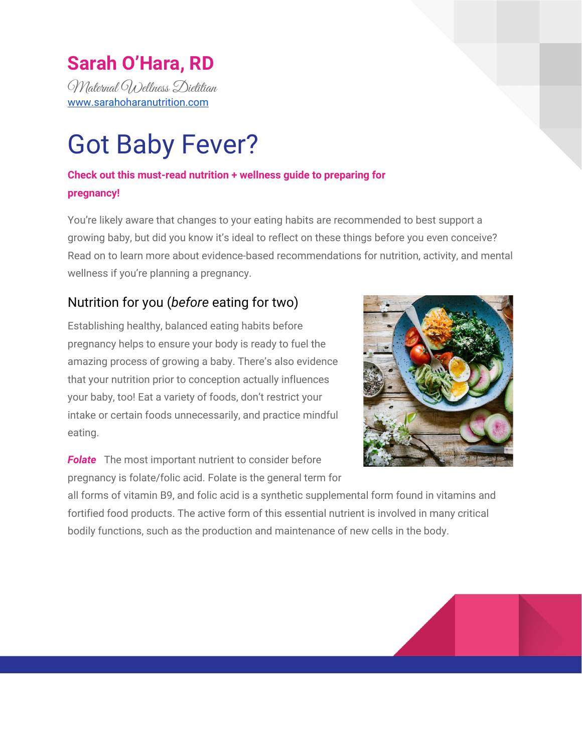**Sarah O'Hara, RD**

*Maternal Wellness Dietitian*

www.sarahoharanutrition.com

# Got Baby Fever?

**Check out this must-read nutrition + wellness guide to preparing for pregnancy!**

You're likely aware that changes to your eating habits are recommended to best support a growing baby, but did you know it's ideal to reflect on these things before you even conceive? Read on to learn more about evidence-based recommendations for nutrition, activity, and mental wellness if you're planning a pregnancy.

## Nutrition for you (*before* eating for two)

Establishing healthy, balanced eating habits before pregnancy helps to ensure your body is ready to fuel the amazing process of growing a baby. There's also evidence that your nutrition prior to conception actually influences your baby, too! Eat a variety of foods, don't restrict your intake or certain foods unnecessarily, and practice mindful eating.

***Folate*** The most important nutrient to consider before pregnancy is folate/folic acid. Folate is the general term for all forms of vitamin B9, and folic acid is a synthetic supplemental form found in vitamins and fortified food products. The active form of this essential nutrient is involved in many critical bodily functions, such as the production and maintenance of new cells in the body.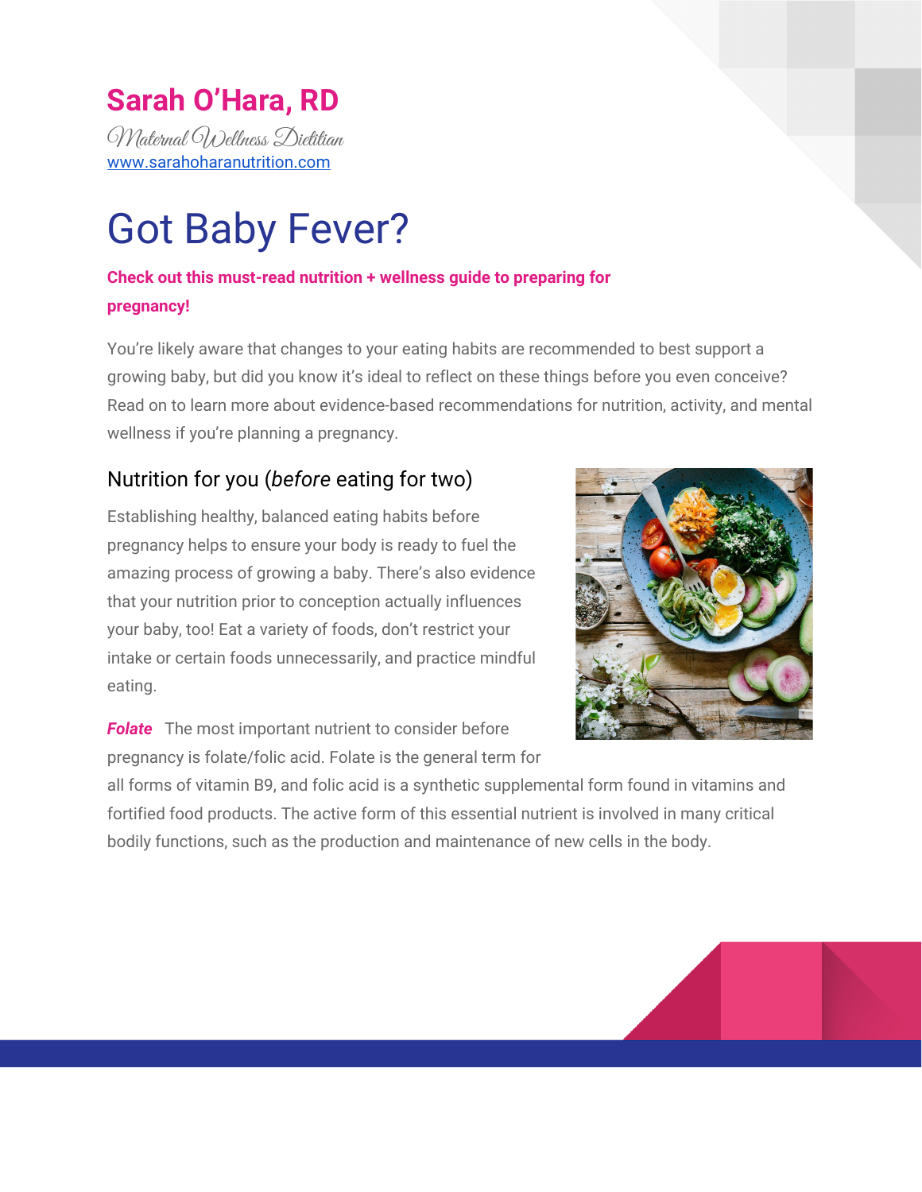**Sarah O'Hara, RD**

*Maternal Wellness Dietitian*

www.sarahoharanutrition.com

# Got Baby Fever?

**Check out this must-read nutrition + wellness guide to preparing for pregnancy!**

You're likely aware that changes to your eating habits are recommended to best support a growing baby, but did you know it's ideal to reflect on these things before you even conceive? Read on to learn more about evidence-based recommendations for nutrition, activity, and mental wellness if you're planning a pregnancy.

## Nutrition for you (*before* eating for two)

Establishing healthy, balanced eating habits before pregnancy helps to ensure your body is ready to fuel the amazing process of growing a baby. There's also evidence that your nutrition prior to conception actually influences your baby, too! Eat a variety of foods, don't restrict your intake or certain foods unnecessarily, and practice mindful eating.

***Folate*** The most important nutrient to consider before pregnancy is folate/folic acid. Folate is the general term for all forms of vitamin B9, and folic acid is a synthetic supplemental form found in vitamins and fortified food products. The active form of this essential nutrient is involved in many critical bodily functions, such as the production and maintenance of new cells in the body.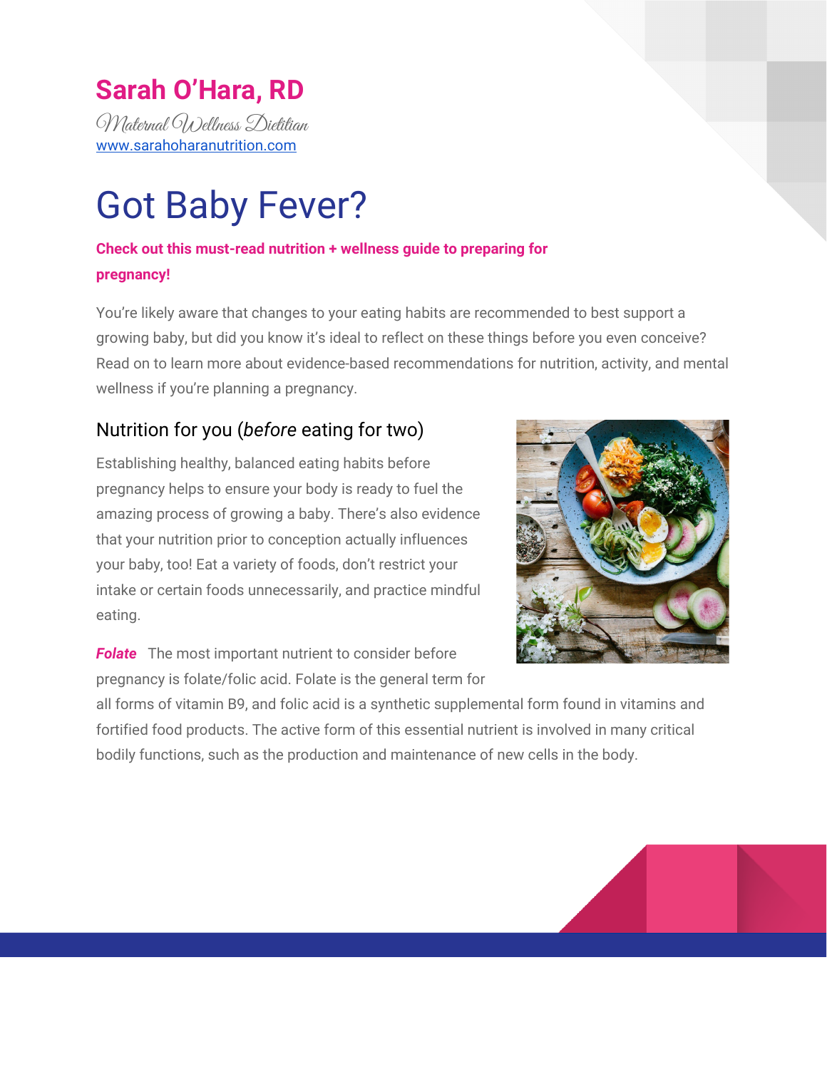**Sarah O'Hara, RD**

*Maternal Wellness Dietitian*

[www.sarahoharanutrition.com](http://www.sarahoharanutrition.com)

# Got Baby Fever?

**Check out this must-read nutrition + wellness guide to preparing for pregnancy!**

You're likely aware that changes to your eating habits are recommended to best support a growing baby, but did you know it's ideal to reflect on these things before you even conceive? Read on to learn more about evidence-based recommendations for nutrition, activity, and mental wellness if you're planning a pregnancy.

## Nutrition for you (*before* eating for two)

Establishing healthy, balanced eating habits before pregnancy helps to ensure your body is ready to fuel the amazing process of growing a baby. There's also evidence that your nutrition prior to conception actually influences your baby, too! Eat a variety of foods, don't restrict your intake or certain foods unnecessarily, and practice mindful eating.

***Folate*** The most important nutrient to consider before pregnancy is folate/folic acid. Folate is the general term for all forms of vitamin B9, and folic acid is a synthetic supplemental form found in vitamins and fortified food products. The active form of this essential nutrient is involved in many critical bodily functions, such as the production and maintenance of new cells in the body.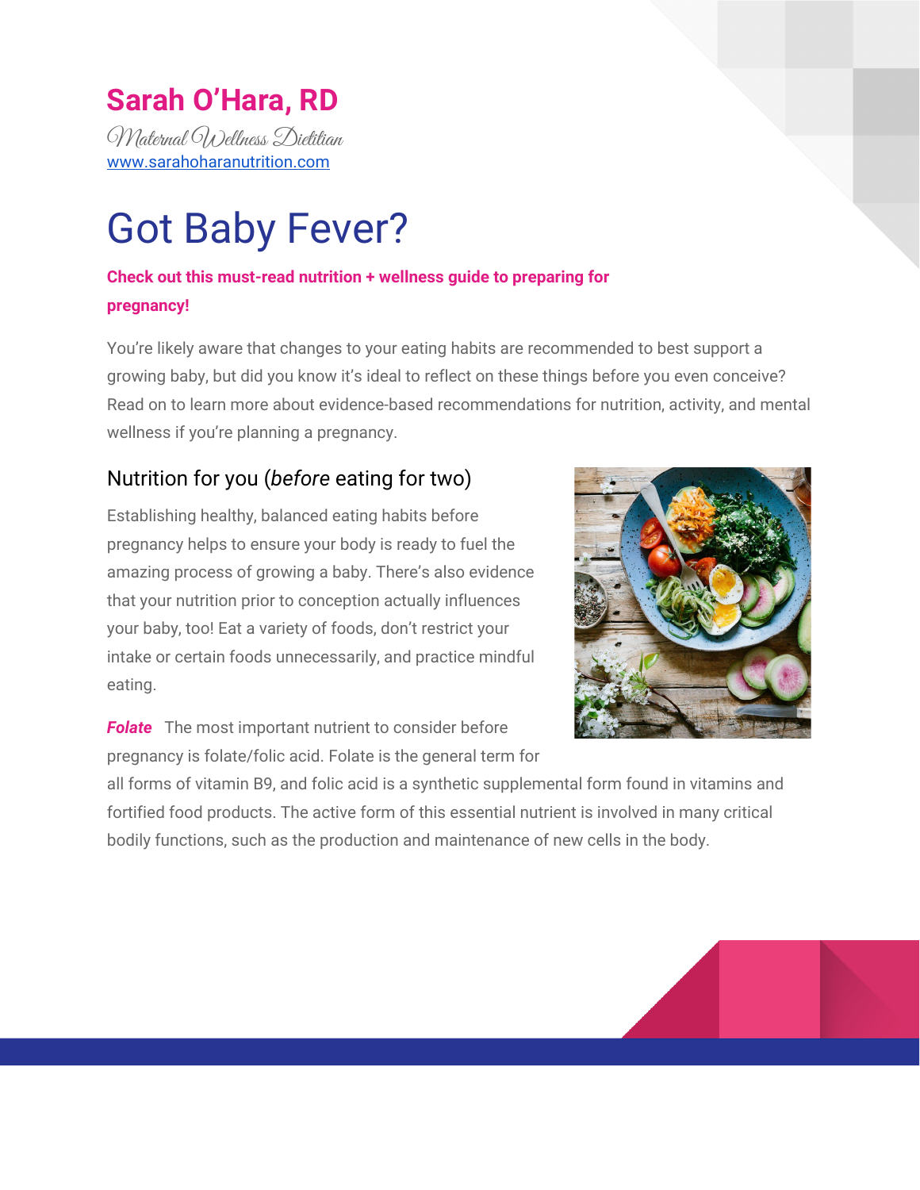# Sarah O'Hara, RD

*Maternal Wellness Dietitian*

www.sarahoharanutrition.com

# Got Baby Fever?

**Check out this must-read nutrition + wellness guide to preparing for pregnancy!**

You're likely aware that changes to your eating habits are recommended to best support a growing baby, but did you know it's ideal to reflect on these things before you even conceive? Read on to learn more about evidence-based recommendations for nutrition, activity, and mental wellness if you're planning a pregnancy.

## Nutrition for you (*before* eating for two)

Establishing healthy, balanced eating habits before pregnancy helps to ensure your body is ready to fuel the amazing process of growing a baby. There's also evidence that your nutrition prior to conception actually influences your baby, too! Eat a variety of foods, don't restrict your intake or certain foods unnecessarily, and practice mindful eating.

***Folate*** The most important nutrient to consider before pregnancy is folate/folic acid. Folate is the general term for all forms of vitamin B9, and folic acid is a synthetic supplemental form found in vitamins and fortified food products. The active form of this essential nutrient is involved in many critical bodily functions, such as the production and maintenance of new cells in the body.